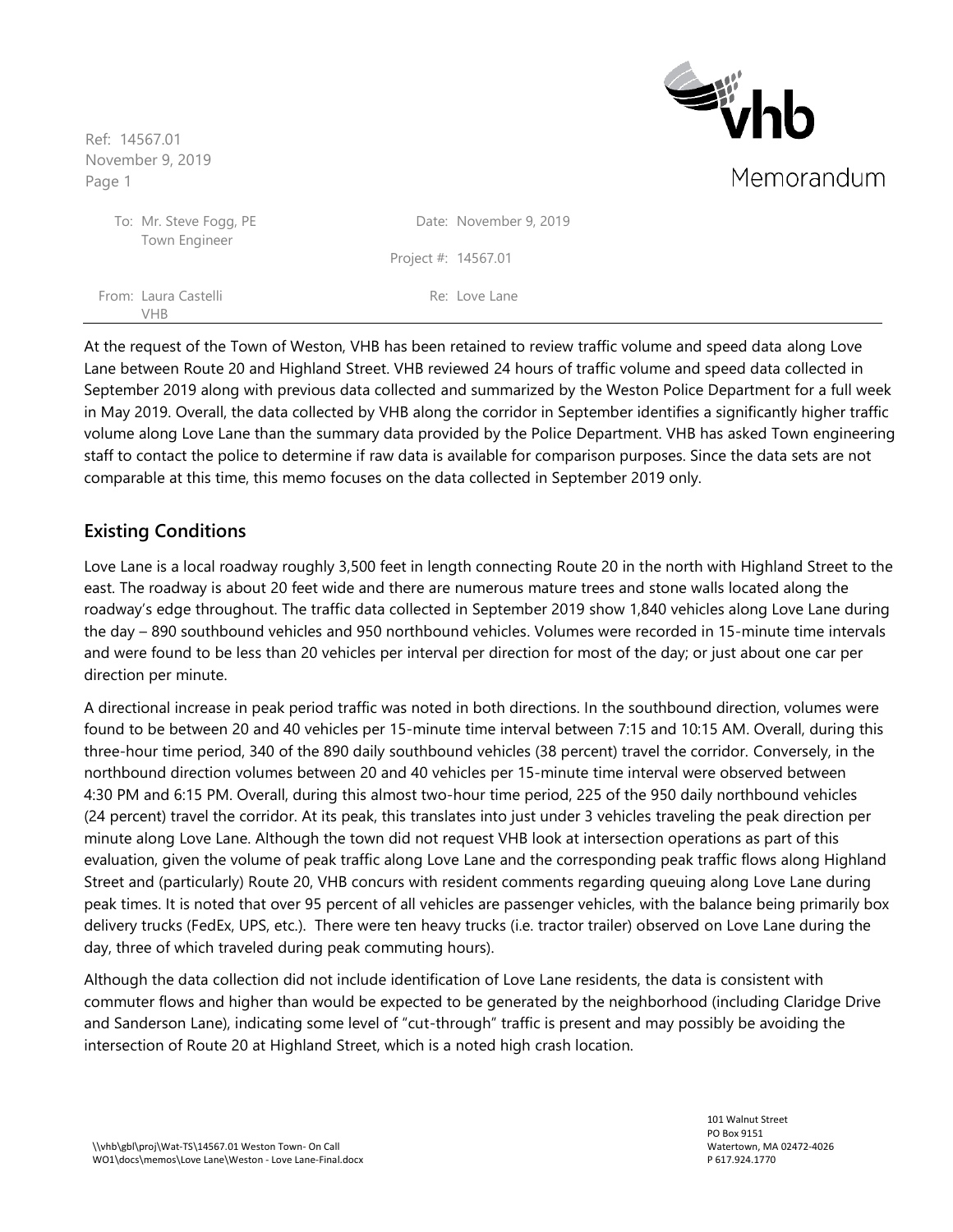Memorandum

| | | | |
|---|---|---|---|
| To: | Mr. Steve Fogg, PE<br>Town Engineer | Date: | November 9, 2019 |
| | | Project #: | 14567.01 |
| From: | Laura Castelli<br>VHB | Re: | Love Lane |

At the request of the Town of Weston, VHB has been retained to review traffic volume and speed data along Love Lane between Route 20 and Highland Street. VHB reviewed 24 hours of traffic volume and speed data collected in September 2019 along with previous data collected and summarized by the Weston Police Department for a full week in May 2019. Overall, the data collected by VHB along the corridor in September identifies a significantly higher traffic volume along Love Lane than the summary data provided by the Police Department. VHB has asked Town engineering staff to contact the police to determine if raw data is available for comparison purposes. Since the data sets are not comparable at this time, this memo focuses on the data collected in September 2019 only.

## Existing Conditions

Love Lane is a local roadway roughly 3,500 feet in length connecting Route 20 in the north with Highland Street to the east. The roadway is about 20 feet wide and there are numerous mature trees and stone walls located along the roadway's edge throughout. The traffic data collected in September 2019 show 1,840 vehicles along Love Lane during the day – 890 southbound vehicles and 950 northbound vehicles. Volumes were recorded in 15-minute time intervals and were found to be less than 20 vehicles per interval per direction for most of the day; or just about one car per direction per minute.

A directional increase in peak period traffic was noted in both directions. In the southbound direction, volumes were found to be between 20 and 40 vehicles per 15-minute time interval between 7:15 and 10:15 AM. Overall, during this three-hour time period, 340 of the 890 daily southbound vehicles (38 percent) travel the corridor. Conversely, in the northbound direction volumes between 20 and 40 vehicles per 15-minute time interval were observed between 4:30 PM and 6:15 PM. Overall, during this almost two-hour time period, 225 of the 950 daily northbound vehicles (24 percent) travel the corridor. At its peak, this translates into just under 3 vehicles traveling the peak direction per minute along Love Lane. Although the town did not request VHB look at intersection operations as part of this evaluation, given the volume of peak traffic along Love Lane and the corresponding peak traffic flows along Highland Street and (particularly) Route 20, VHB concurs with resident comments regarding queuing along Love Lane during peak times. It is noted that over 95 percent of all vehicles are passenger vehicles, with the balance being primarily box delivery trucks (FedEx, UPS, etc.). There were ten heavy trucks (i.e. tractor trailer) observed on Love Lane during the day, three of which traveled during peak commuting hours).

Although the data collection did not include identification of Love Lane residents, the data is consistent with commuter flows and higher than would be expected to be generated by the neighborhood (including Claridge Drive and Sanderson Lane), indicating some level of "cut-through" traffic is present and may possibly be avoiding the intersection of Route 20 at Highland Street, which is a noted high crash location.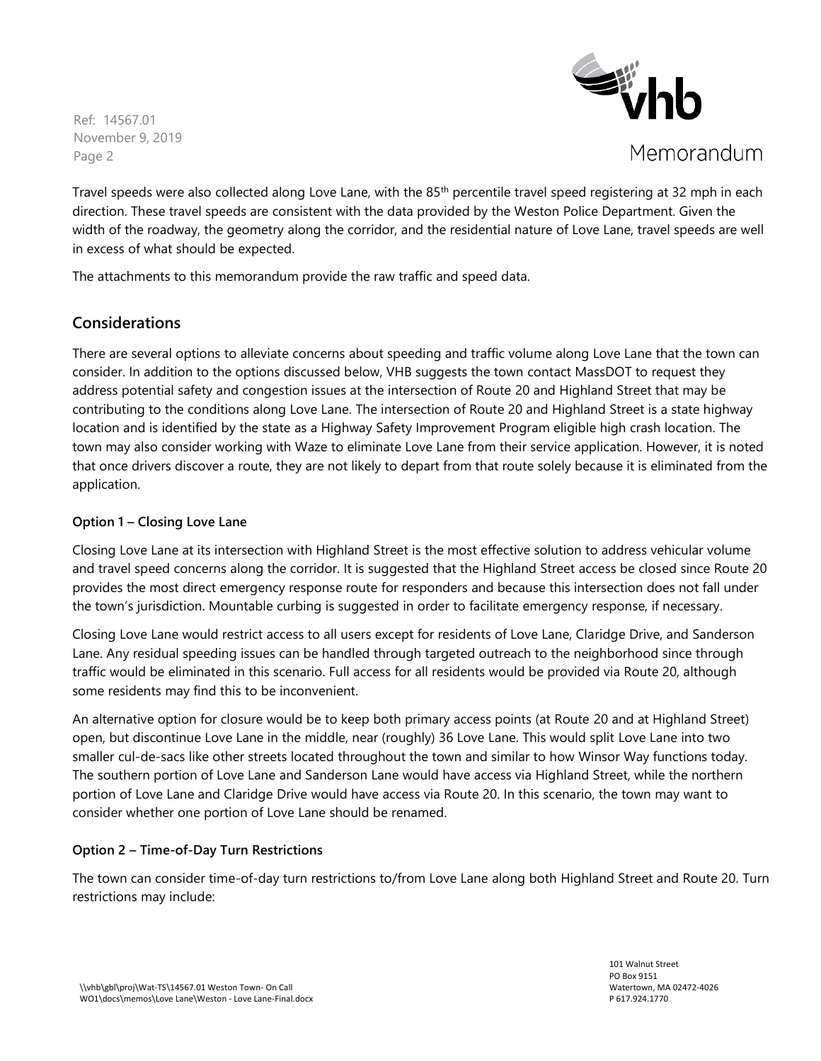Travel speeds were also collected along Love Lane, with the 85th percentile travel speed registering at 32 mph in each direction. These travel speeds are consistent with the data provided by the Weston Police Department. Given the width of the roadway, the geometry along the corridor, and the residential nature of Love Lane, travel speeds are well in excess of what should be expected.

The attachments to this memorandum provide the raw traffic and speed data.

## Considerations

There are several options to alleviate concerns about speeding and traffic volume along Love Lane that the town can consider. In addition to the options discussed below, VHB suggests the town contact MassDOT to request they address potential safety and congestion issues at the intersection of Route 20 and Highland Street that may be contributing to the conditions along Love Lane. The intersection of Route 20 and Highland Street is a state highway location and is identified by the state as a Highway Safety Improvement Program eligible high crash location. The town may also consider working with Waze to eliminate Love Lane from their service application. However, it is noted that once drivers discover a route, they are not likely to depart from that route solely because it is eliminated from the application.

### Option 1 – Closing Love Lane

Closing Love Lane at its intersection with Highland Street is the most effective solution to address vehicular volume and travel speed concerns along the corridor. It is suggested that the Highland Street access be closed since Route 20 provides the most direct emergency response route for responders and because this intersection does not fall under the town's jurisdiction. Mountable curbing is suggested in order to facilitate emergency response, if necessary.

Closing Love Lane would restrict access to all users except for residents of Love Lane, Claridge Drive, and Sanderson Lane. Any residual speeding issues can be handled through targeted outreach to the neighborhood since through traffic would be eliminated in this scenario. Full access for all residents would be provided via Route 20, although some residents may find this to be inconvenient.

An alternative option for closure would be to keep both primary access points (at Route 20 and at Highland Street) open, but discontinue Love Lane in the middle, near (roughly) 36 Love Lane. This would split Love Lane into two smaller cul-de-sacs like other streets located throughout the town and similar to how Winsor Way functions today. The southern portion of Love Lane and Sanderson Lane would have access via Highland Street, while the northern portion of Love Lane and Claridge Drive would have access via Route 20. In this scenario, the town may want to consider whether one portion of Love Lane should be renamed.

### Option 2 – Time-of-Day Turn Restrictions

The town can consider time-of-day turn restrictions to/from Love Lane along both Highland Street and Route 20. Turn restrictions may include: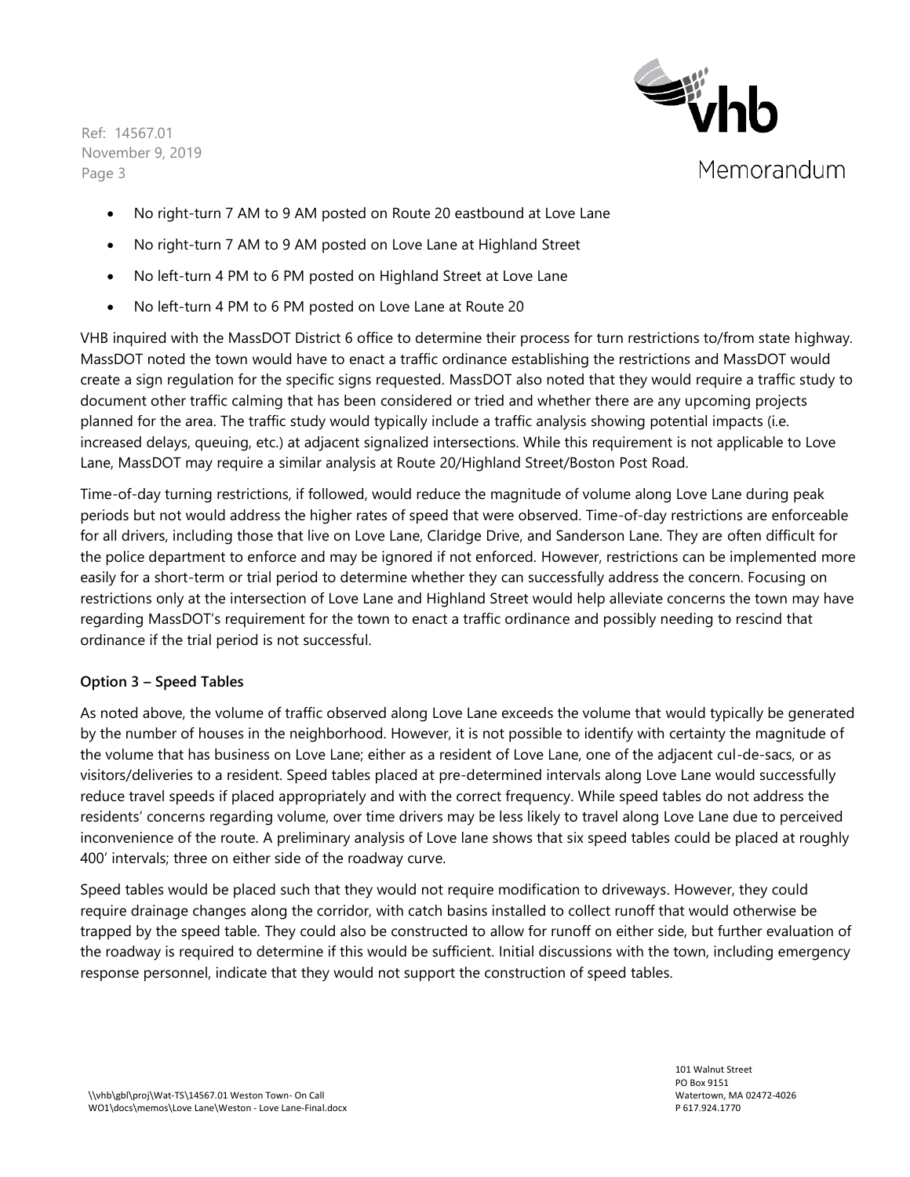- No right-turn 7 AM to 9 AM posted on Route 20 eastbound at Love Lane
- No right-turn 7 AM to 9 AM posted on Love Lane at Highland Street
- No left-turn 4 PM to 6 PM posted on Highland Street at Love Lane
- No left-turn 4 PM to 6 PM posted on Love Lane at Route 20

VHB inquired with the MassDOT District 6 office to determine their process for turn restrictions to/from state highway. MassDOT noted the town would have to enact a traffic ordinance establishing the restrictions and MassDOT would create a sign regulation for the specific signs requested. MassDOT also noted that they would require a traffic study to document other traffic calming that has been considered or tried and whether there are any upcoming projects planned for the area. The traffic study would typically include a traffic analysis showing potential impacts (i.e. increased delays, queuing, etc.) at adjacent signalized intersections. While this requirement is not applicable to Love Lane, MassDOT may require a similar analysis at Route 20/Highland Street/Boston Post Road.

Time-of-day turning restrictions, if followed, would reduce the magnitude of volume along Love Lane during peak periods but not would address the higher rates of speed that were observed. Time-of-day restrictions are enforceable for all drivers, including those that live on Love Lane, Claridge Drive, and Sanderson Lane. They are often difficult for the police department to enforce and may be ignored if not enforced. However, restrictions can be implemented more easily for a short-term or trial period to determine whether they can successfully address the concern. Focusing on restrictions only at the intersection of Love Lane and Highland Street would help alleviate concerns the town may have regarding MassDOT's requirement for the town to enact a traffic ordinance and possibly needing to rescind that ordinance if the trial period is not successful.

**Option 3 – Speed Tables**

As noted above, the volume of traffic observed along Love Lane exceeds the volume that would typically be generated by the number of houses in the neighborhood. However, it is not possible to identify with certainty the magnitude of the volume that has business on Love Lane; either as a resident of Love Lane, one of the adjacent cul-de-sacs, or as visitors/deliveries to a resident. Speed tables placed at pre-determined intervals along Love Lane would successfully reduce travel speeds if placed appropriately and with the correct frequency. While speed tables do not address the residents' concerns regarding volume, over time drivers may be less likely to travel along Love Lane due to perceived inconvenience of the route. A preliminary analysis of Love lane shows that six speed tables could be placed at roughly 400' intervals; three on either side of the roadway curve.

Speed tables would be placed such that they would not require modification to driveways. However, they could require drainage changes along the corridor, with catch basins installed to collect runoff that would otherwise be trapped by the speed table. They could also be constructed to allow for runoff on either side, but further evaluation of the roadway is required to determine if this would be sufficient. Initial discussions with the town, including emergency response personnel, indicate that they would not support the construction of speed tables.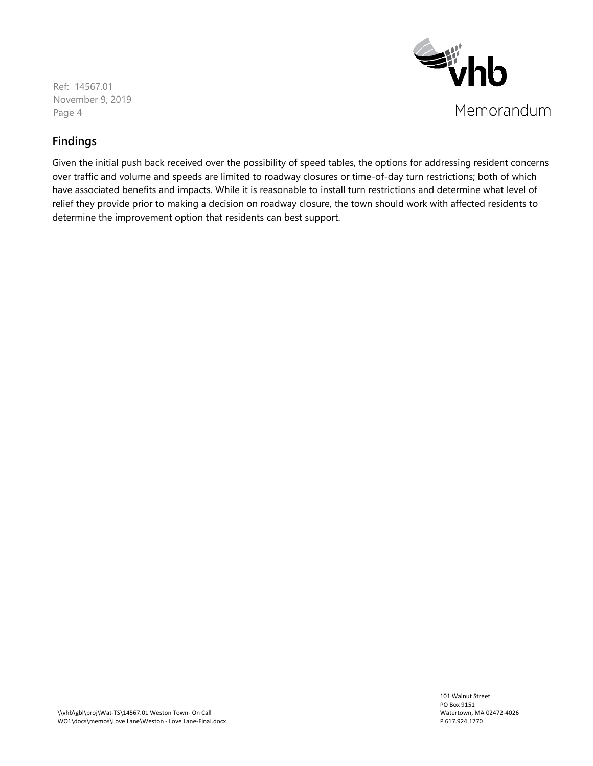## Findings

Given the initial push back received over the possibility of speed tables, the options for addressing resident concerns over traffic and volume and speeds are limited to roadway closures or time-of-day turn restrictions; both of which have associated benefits and impacts. While it is reasonable to install turn restrictions and determine what level of relief they provide prior to making a decision on roadway closure, the town should work with affected residents to determine the improvement option that residents can best support.